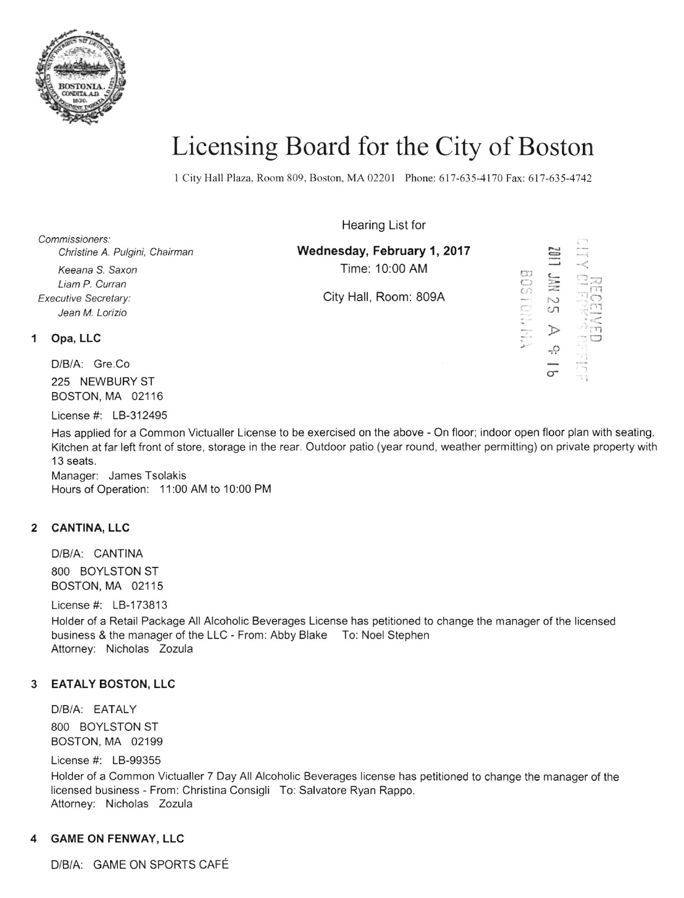# Licensing Board for the City of Boston

1 City Hall Plaza, Room 809, Boston, MA 02201 Phone: 617-635-4170 Fax: 617-635-4742

*Commissioners:*
*Christine A. Pulgini, Chairman*
*Keeana S. Saxon*
*Liam P. Curran*
*Executive Secretary:*
*Jean M. Lorizio*

Hearing List for

**Wednesday, February 1, 2017**

Time: 10:00 AM

City Hall, Room: 809A

RECEIVED
CITY CLERK'S OFFICE
2017 JAN 25 A 9:16
BOSTON, MA

**1 Opa, LLC**

D/B/A: Gre.Co
225 NEWBURY ST
BOSTON, MA 02116

License #: LB-312495

Has applied for a Common Victualler License to be exercised on the above - On floor; indoor open floor plan with seating. Kitchen at far left front of store, storage in the rear. Outdoor patio (year round, weather permitting) on private property with 13 seats.
Manager: James Tsolakis
Hours of Operation: 11:00 AM to 10:00 PM

**2 CANTINA, LLC**

D/B/A: CANTINA
800 BOYLSTON ST
BOSTON, MA 02115

License #: LB-173813

Holder of a Retail Package All Alcoholic Beverages License has petitioned to change the manager of the licensed business & the manager of the LLC - From: Abby Blake To: Noel Stephen
Attorney: Nicholas Zozula

**3 EATALY BOSTON, LLC**

D/B/A: EATALY
800 BOYLSTON ST
BOSTON, MA 02199

License #: LB-99355

Holder of a Common Victualler 7 Day All Alcoholic Beverages license has petitioned to change the manager of the licensed business - From: Christina Consigli To: Salvatore Ryan Rappo.
Attorney: Nicholas Zozula

**4 GAME ON FENWAY, LLC**

D/B/A: GAME ON SPORTS CAFÉ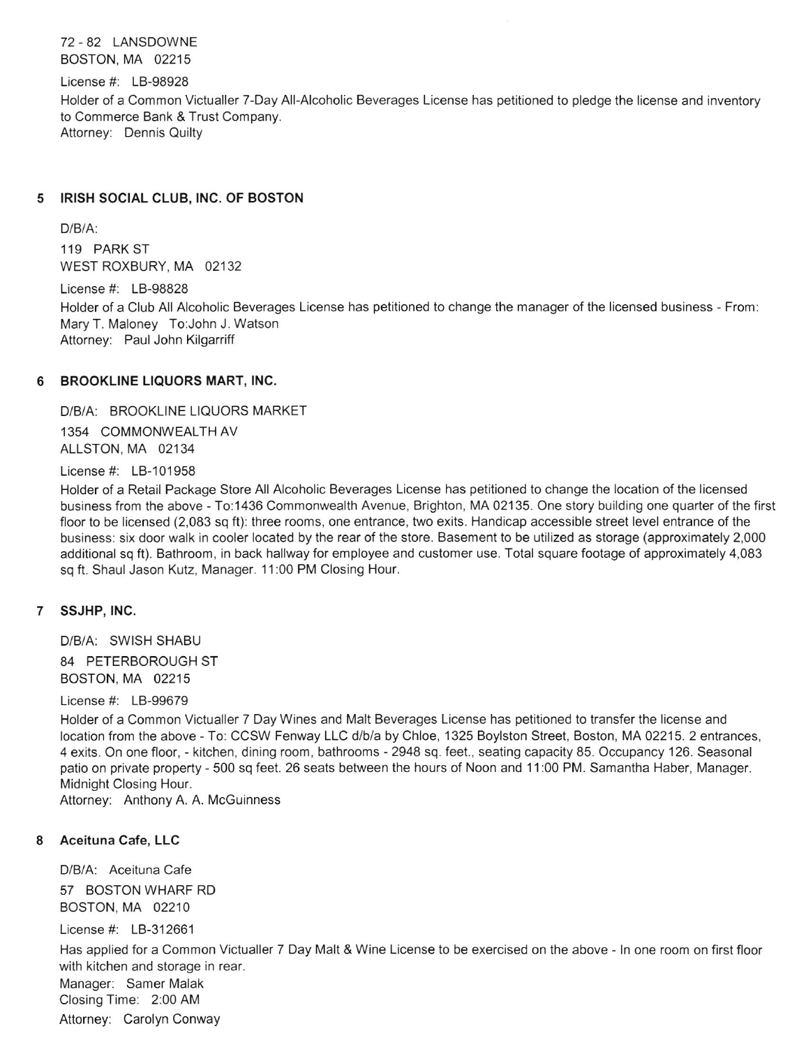72 - 82 LANSDOWNE
BOSTON, MA 02215

License #: LB-98928

Holder of a Common Victualler 7-Day All-Alcoholic Beverages License has petitioned to pledge the license and inventory to Commerce Bank & Trust Company.
Attorney: Dennis Quilty

## 5 IRISH SOCIAL CLUB, INC. OF BOSTON

D/B/A:

119 PARK ST
WEST ROXBURY, MA 02132

License #: LB-98828

Holder of a Club All Alcoholic Beverages License has petitioned to change the manager of the licensed business - From: Mary T. Maloney To:John J. Watson
Attorney: Paul John Kilgarriff

## 6 BROOKLINE LIQUORS MART, INC.

D/B/A: BROOKLINE LIQUORS MARKET

1354 COMMONWEALTH AV
ALLSTON, MA 02134

License #: LB-101958

Holder of a Retail Package Store All Alcoholic Beverages License has petitioned to change the location of the licensed business from the above - To:1436 Commonwealth Avenue, Brighton, MA 02135. One story building one quarter of the first floor to be licensed (2,083 sq ft): three rooms, one entrance, two exits. Handicap accessible street level entrance of the business: six door walk in cooler located by the rear of the store. Basement to be utilized as storage (approximately 2,000 additional sq ft). Bathroom, in back hallway for employee and customer use. Total square footage of approximately 4,083 sq ft. Shaul Jason Kutz, Manager. 11:00 PM Closing Hour.

## 7 SSJHP, INC.

D/B/A: SWISH SHABU

84 PETERBOROUGH ST
BOSTON, MA 02215

License #: LB-99679

Holder of a Common Victualler 7 Day Wines and Malt Beverages License has petitioned to transfer the license and location from the above - To: CCSW Fenway LLC d/b/a by Chloe, 1325 Boylston Street, Boston, MA 02215. 2 entrances, 4 exits. On one floor, - kitchen, dining room, bathrooms - 2948 sq. feet., seating capacity 85. Occupancy 126. Seasonal patio on private property - 500 sq feet. 26 seats between the hours of Noon and 11:00 PM. Samantha Haber, Manager. Midnight Closing Hour.
Attorney: Anthony A. A. McGuinness

## 8 Aceituna Cafe, LLC

D/B/A: Aceituna Cafe

57 BOSTON WHARF RD
BOSTON, MA 02210

License #: LB-312661

Has applied for a Common Victualler 7 Day Malt & Wine License to be exercised on the above - In one room on first floor with kitchen and storage in rear.
Manager: Samer Malak
Closing Time: 2:00 AM
Attorney: Carolyn Conway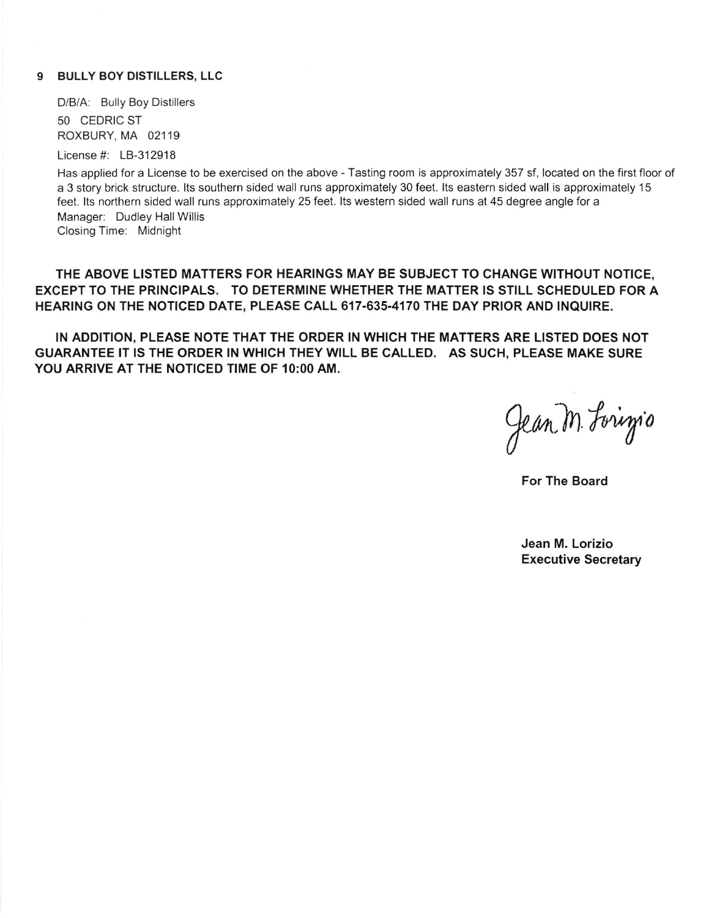**9 BULLY BOY DISTILLERS, LLC**

D/B/A: Bully Boy Distillers
50 CEDRIC ST
ROXBURY, MA 02119

License #: LB-312918

Has applied for a License to be exercised on the above - Tasting room is approximately 357 sf, located on the first floor of a 3 story brick structure. Its southern sided wall runs approximately 30 feet. Its eastern sided wall is approximately 15 feet. Its northern sided wall runs approximately 25 feet. Its western sided wall runs at 45 degree angle for a
Manager: Dudley Hall Willis
Closing Time: Midnight

**THE ABOVE LISTED MATTERS FOR HEARINGS MAY BE SUBJECT TO CHANGE WITHOUT NOTICE, EXCEPT TO THE PRINCIPALS. TO DETERMINE WHETHER THE MATTER IS STILL SCHEDULED FOR A HEARING ON THE NOTICED DATE, PLEASE CALL 617-635-4170 THE DAY PRIOR AND INQUIRE.**

**IN ADDITION, PLEASE NOTE THAT THE ORDER IN WHICH THE MATTERS ARE LISTED DOES NOT GUARANTEE IT IS THE ORDER IN WHICH THEY WILL BE CALLED. AS SUCH, PLEASE MAKE SURE YOU ARRIVE AT THE NOTICED TIME OF 10:00 AM.**

Jean M. Lorizio

**For The Board**

**Jean M. Lorizio**
**Executive Secretary**